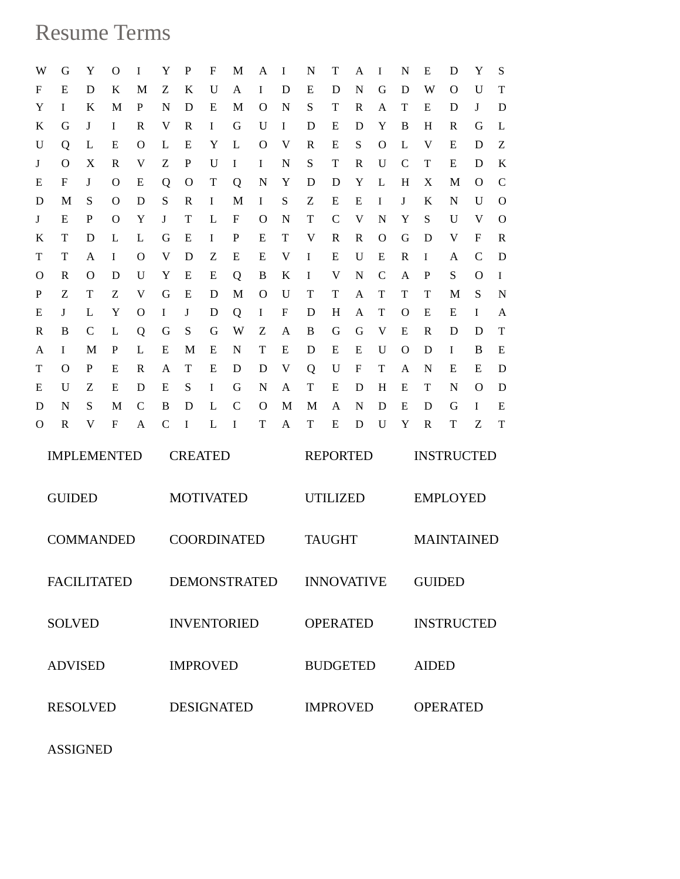# Resume Terms

```
W G Y O I Y P F M A I N T A I N E D Y S
F E D K M Z K U A I D E D N G D W O U T
Y I K M P N D E M O N S T R A T E D J D
K G J I R V R I G U I D E D Y B H R G L
U Q L E O L E Y L O V R E S O L V E D Z
J O X R V Z P U I I N S T R U C T E D K
E F J O E Q O T Q N Y D D Y L H X M O C
D M S O D S R I M I S Z E E I J K N U O
J E P O Y J T L F O N T C V N Y S U V O
K T D L L G E I P E T V R R O G D V F R
T T A I O V D Z E E V I E U E R I A C D
O R O D U Y E E Q B K I V N C A P S O I
P Z T Z V G E D M O U T T A T T T M S N
E J L Y O I J D Q I F D H A T O E E I A
R B C L Q G S G W Z A B G G V E R D D T
A I M P L E M E N T E D E E U O D I B E
T O P E R A T E D D V Q U F T A N E E D
E U Z E D E S I G N A T E D H E T N O D
D N S M C B D L C O M M A N D E D G I E
O R V F A C I L I T A T E D U Y R T Z T
```

| | | | |
|---|---|---|---|
| IMPLEMENTED | CREATED | REPORTED | INSTRUCTED |
| GUIDED | MOTIVATED | UTILIZED | EMPLOYED |
| COMMANDED | COORDINATED | TAUGHT | MAINTAINED |
| FACILITATED | DEMONSTRATED | INNOVATIVE | GUIDED |
| SOLVED | INVENTORIED | OPERATED | INSTRUCTED |
| ADVISED | IMPROVED | BUDGETED | AIDED |
| RESOLVED | DESIGNATED | IMPROVED | OPERATED |
| ASSIGNED | | | |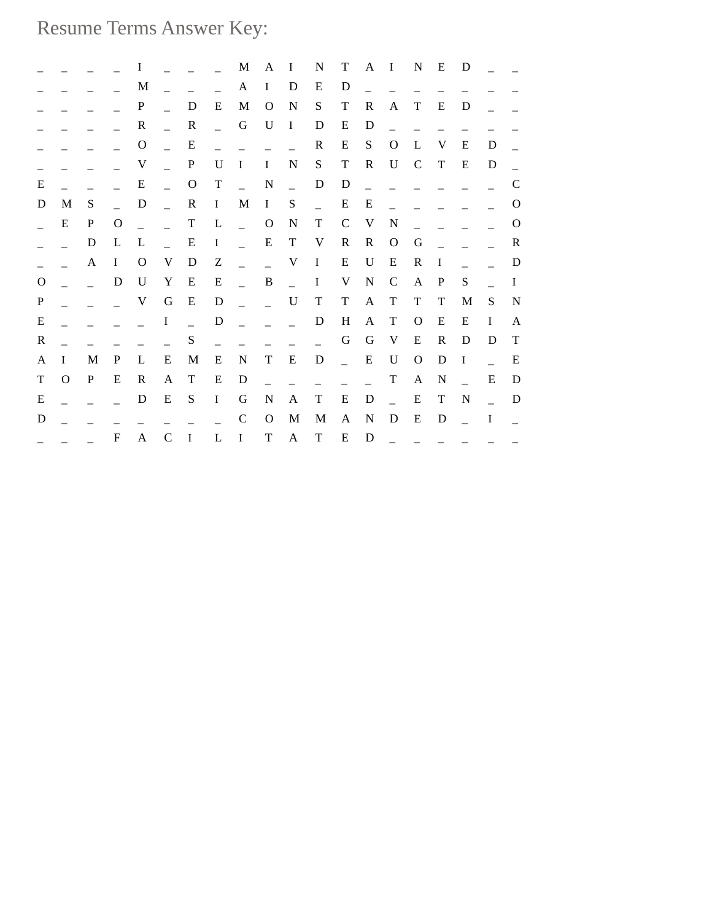# Resume Terms Answer Key:

```
_ _ _ _ I _ _ _ M A I N T A I N E D _ _
_ _ _ _ M _ _ _ A I D E D _ _ _ _ _ _ _
_ _ _ _ P _ D E M O N S T R A T E D _ _
_ _ _ _ R _ R _ G U I D E D _ _ _ _ _ _
_ _ _ _ O _ E _ _ _ _ R E S O L V E D _
_ _ _ _ V _ P U I I N S T R U C T E D _
E _ _ _ E _ O T _ N _ D D _ _ _ _ _ _ C
D M S _ D _ R I M I S _ E E _ _ _ _ _ O
_ E P O _ _ T L _ O N T C V N _ _ _ _ O
_ _ D L L _ E I _ E T V R R O G _ _ _ R
_ _ A I O V D Z _ _ V I E U E R I _ _ D
O _ _ D U Y E E _ B _ I V N C A P S _ I
P _ _ _ V G E D _ _ U T T A T T T M S N
E _ _ _ _ I _ D _ _ _ D H A T O E E I A
R _ _ _ _ _ S _ _ _ _ _ G G V E R D D T
A I M P L E M E N T E D _ E U O D I _ E
T O P E R A T E D _ _ _ _ _ T A N _ E D
E _ _ _ D E S I G N A T E D _ E T N _ D
D _ _ _ _ _ _ _ C O M M A N D E D _ I _
_ _ _ F A C I L I T A T E D _ _ _ _ _ _
```